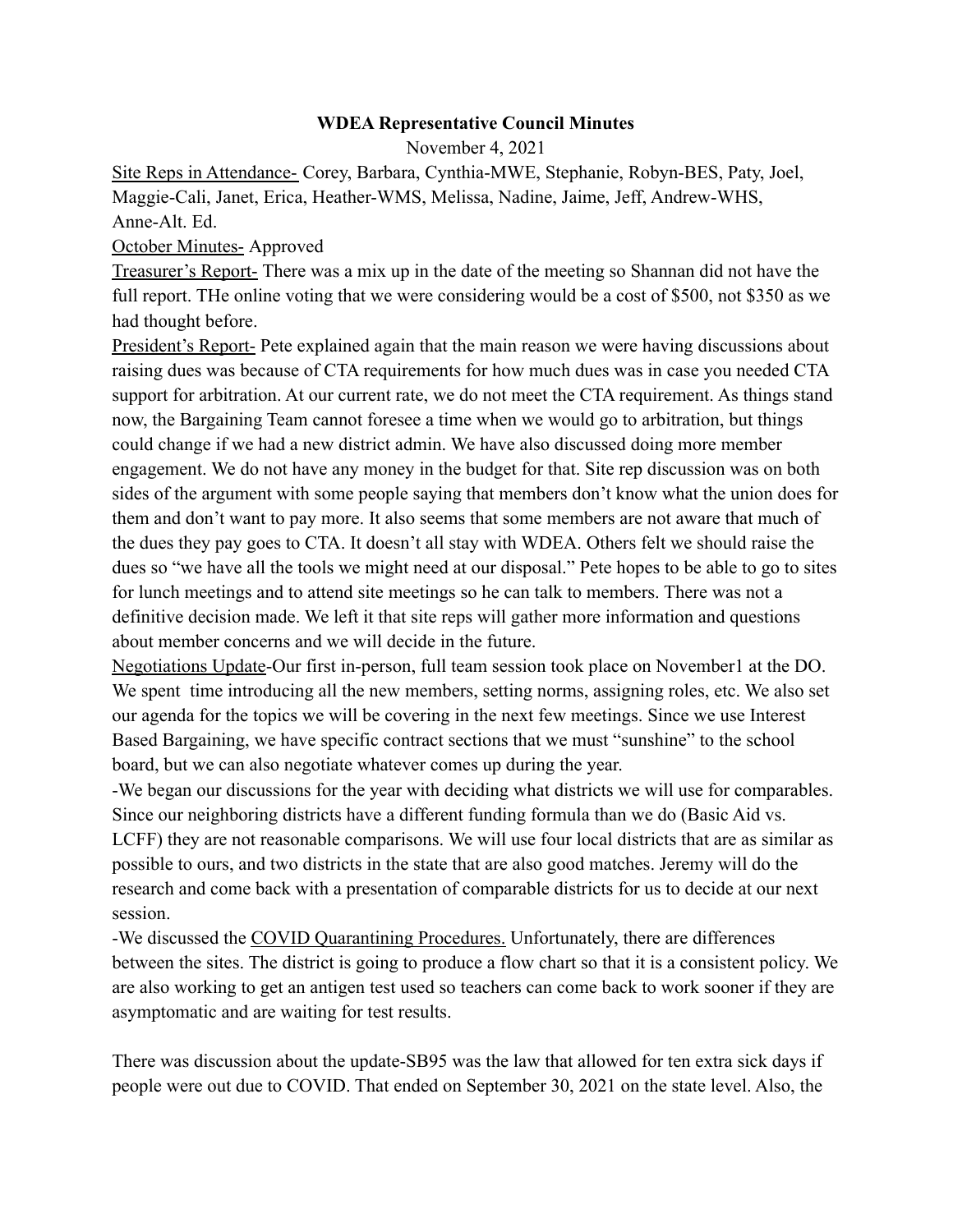**WDEA Representative Council Minutes**

November 4, 2021

Site Reps in Attendance- Corey, Barbara, Cynthia-MWE, Stephanie, Robyn-BES, Paty, Joel, Maggie-Cali, Janet, Erica, Heather-WMS, Melissa, Nadine, Jaime, Jeff, Andrew-WHS, Anne-Alt. Ed.

October Minutes- Approved

Treasurer's Report- There was a mix up in the date of the meeting so Shannan did not have the full report. THe online voting that we were considering would be a cost of $500, not $350 as we had thought before.

President's Report- Pete explained again that the main reason we were having discussions about raising dues was because of CTA requirements for how much dues was in case you needed CTA support for arbitration. At our current rate, we do not meet the CTA requirement. As things stand now, the Bargaining Team cannot foresee a time when we would go to arbitration, but things could change if we had a new district admin. We have also discussed doing more member engagement. We do not have any money in the budget for that. Site rep discussion was on both sides of the argument with some people saying that members don't know what the union does for them and don't want to pay more. It also seems that some members are not aware that much of the dues they pay goes to CTA. It doesn't all stay with WDEA. Others felt we should raise the dues so "we have all the tools we might need at our disposal." Pete hopes to be able to go to sites for lunch meetings and to attend site meetings so he can talk to members. There was not a definitive decision made. We left it that site reps will gather more information and questions about member concerns and we will decide in the future.

Negotiations Update-Our first in-person, full team session took place on November1 at the DO. We spent time introducing all the new members, setting norms, assigning roles, etc. We also set our agenda for the topics we will be covering in the next few meetings. Since we use Interest Based Bargaining, we have specific contract sections that we must "sunshine" to the school board, but we can also negotiate whatever comes up during the year.

-We began our discussions for the year with deciding what districts we will use for comparables. Since our neighboring districts have a different funding formula than we do (Basic Aid vs. LCFF) they are not reasonable comparisons. We will use four local districts that are as similar as possible to ours, and two districts in the state that are also good matches. Jeremy will do the research and come back with a presentation of comparable districts for us to decide at our next session.

-We discussed the COVID Quarantining Procedures. Unfortunately, there are differences between the sites. The district is going to produce a flow chart so that it is a consistent policy. We are also working to get an antigen test used so teachers can come back to work sooner if they are asymptomatic and are waiting for test results.

There was discussion about the update-SB95 was the law that allowed for ten extra sick days if people were out due to COVID. That ended on September 30, 2021 on the state level. Also, the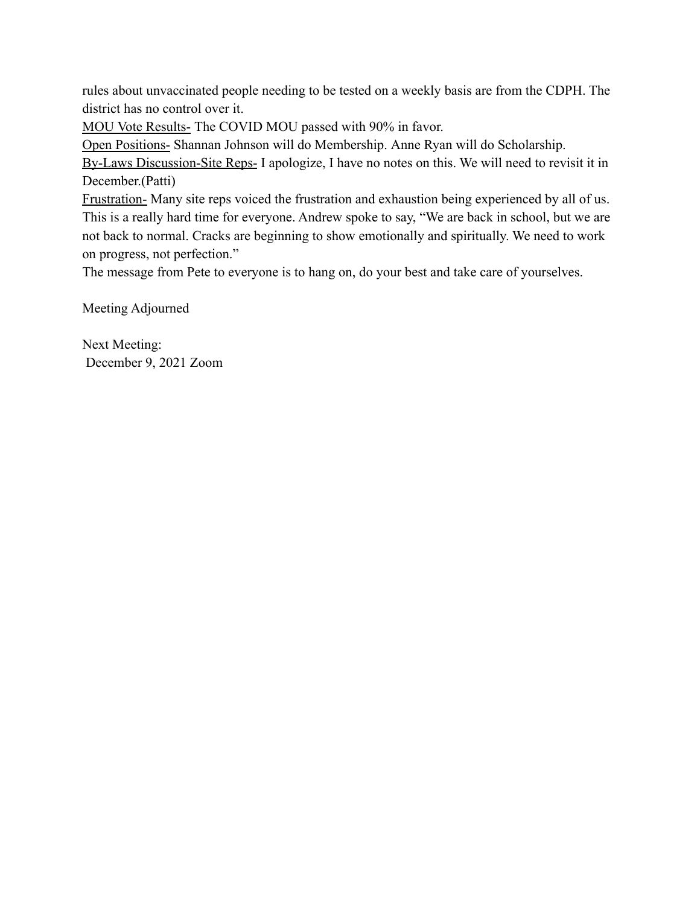rules about unvaccinated people needing to be tested on a weekly basis are from the CDPH. The district has no control over it.

<u>MOU Vote Results-</u> The COVID MOU passed with 90% in favor.

<u>Open Positions-</u> Shannan Johnson will do Membership. Anne Ryan will do Scholarship.

<u>By-Laws Discussion-Site Reps-</u> I apologize, I have no notes on this. We will need to revisit it in December.(Patti)

<u>Frustration-</u> Many site reps voiced the frustration and exhaustion being experienced by all of us. This is a really hard time for everyone. Andrew spoke to say, "We are back in school, but we are not back to normal. Cracks are beginning to show emotionally and spiritually. We need to work on progress, not perfection."

The message from Pete to everyone is to hang on, do your best and take care of yourselves.

Meeting Adjourned

Next Meeting:
December 9, 2021 Zoom